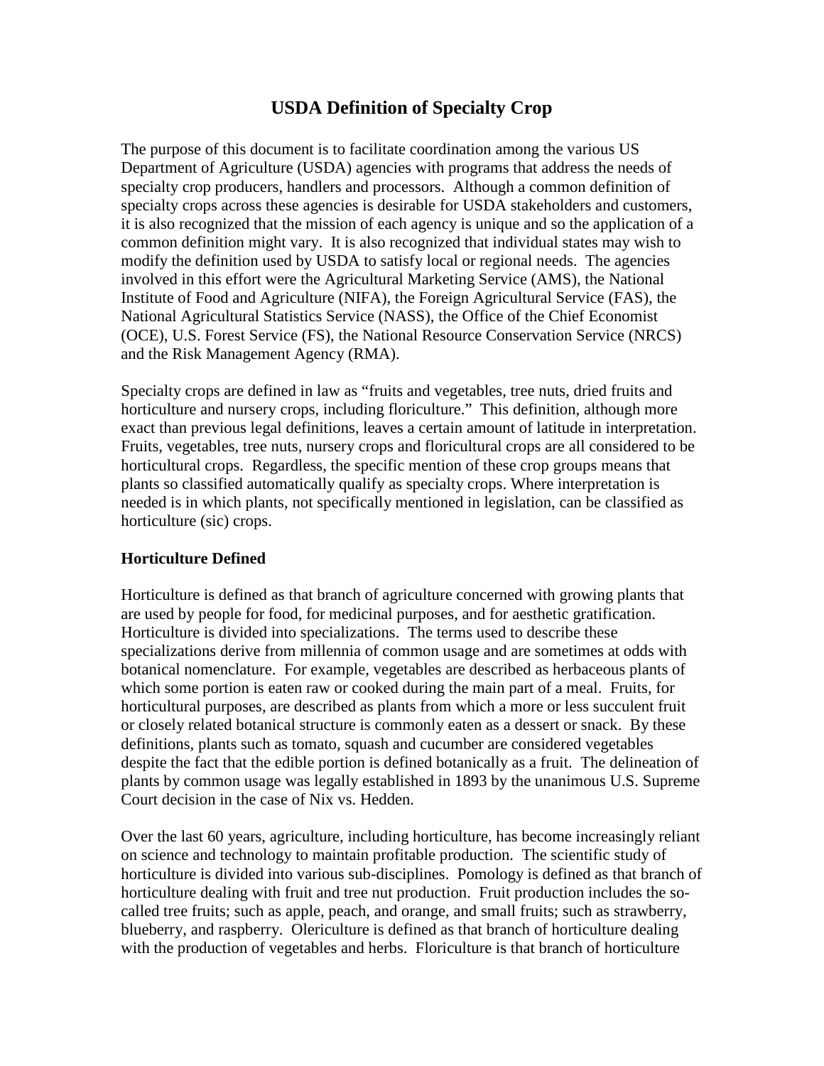# USDA Definition of Specialty Crop

The purpose of this document is to facilitate coordination among the various US Department of Agriculture (USDA) agencies with programs that address the needs of specialty crop producers, handlers and processors. Although a common definition of specialty crops across these agencies is desirable for USDA stakeholders and customers, it is also recognized that the mission of each agency is unique and so the application of a common definition might vary. It is also recognized that individual states may wish to modify the definition used by USDA to satisfy local or regional needs. The agencies involved in this effort were the Agricultural Marketing Service (AMS), the National Institute of Food and Agriculture (NIFA), the Foreign Agricultural Service (FAS), the National Agricultural Statistics Service (NASS), the Office of the Chief Economist (OCE), U.S. Forest Service (FS), the National Resource Conservation Service (NRCS) and the Risk Management Agency (RMA).

Specialty crops are defined in law as "fruits and vegetables, tree nuts, dried fruits and horticulture and nursery crops, including floriculture." This definition, although more exact than previous legal definitions, leaves a certain amount of latitude in interpretation. Fruits, vegetables, tree nuts, nursery crops and floricultural crops are all considered to be horticultural crops. Regardless, the specific mention of these crop groups means that plants so classified automatically qualify as specialty crops. Where interpretation is needed is in which plants, not specifically mentioned in legislation, can be classified as horticulture (sic) crops.

### Horticulture Defined

Horticulture is defined as that branch of agriculture concerned with growing plants that are used by people for food, for medicinal purposes, and for aesthetic gratification. Horticulture is divided into specializations. The terms used to describe these specializations derive from millennia of common usage and are sometimes at odds with botanical nomenclature. For example, vegetables are described as herbaceous plants of which some portion is eaten raw or cooked during the main part of a meal. Fruits, for horticultural purposes, are described as plants from which a more or less succulent fruit or closely related botanical structure is commonly eaten as a dessert or snack. By these definitions, plants such as tomato, squash and cucumber are considered vegetables despite the fact that the edible portion is defined botanically as a fruit. The delineation of plants by common usage was legally established in 1893 by the unanimous U.S. Supreme Court decision in the case of Nix vs. Hedden.

Over the last 60 years, agriculture, including horticulture, has become increasingly reliant on science and technology to maintain profitable production. The scientific study of horticulture is divided into various sub-disciplines. Pomology is defined as that branch of horticulture dealing with fruit and tree nut production. Fruit production includes the so-called tree fruits; such as apple, peach, and orange, and small fruits; such as strawberry, blueberry, and raspberry. Olericulture is defined as that branch of horticulture dealing with the production of vegetables and herbs. Floriculture is that branch of horticulture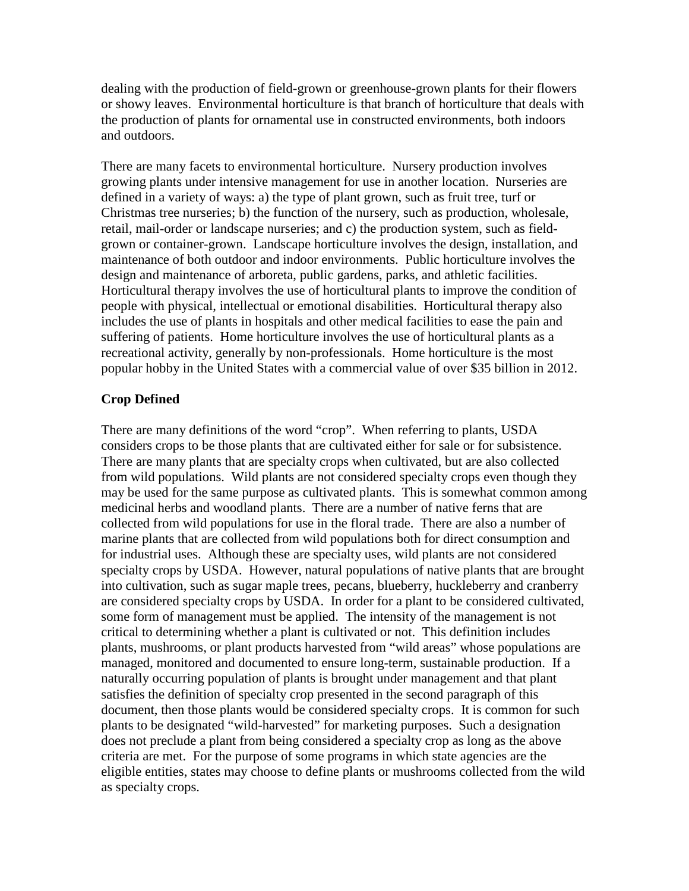dealing with the production of field-grown or greenhouse-grown plants for their flowers or showy leaves. Environmental horticulture is that branch of horticulture that deals with the production of plants for ornamental use in constructed environments, both indoors and outdoors.

There are many facets to environmental horticulture. Nursery production involves growing plants under intensive management for use in another location. Nurseries are defined in a variety of ways: a) the type of plant grown, such as fruit tree, turf or Christmas tree nurseries; b) the function of the nursery, such as production, wholesale, retail, mail-order or landscape nurseries; and c) the production system, such as field-grown or container-grown. Landscape horticulture involves the design, installation, and maintenance of both outdoor and indoor environments. Public horticulture involves the design and maintenance of arboreta, public gardens, parks, and athletic facilities. Horticultural therapy involves the use of horticultural plants to improve the condition of people with physical, intellectual or emotional disabilities. Horticultural therapy also includes the use of plants in hospitals and other medical facilities to ease the pain and suffering of patients. Home horticulture involves the use of horticultural plants as a recreational activity, generally by non-professionals. Home horticulture is the most popular hobby in the United States with a commercial value of over $35 billion in 2012.

**Crop Defined**

There are many definitions of the word "crop". When referring to plants, USDA considers crops to be those plants that are cultivated either for sale or for subsistence. There are many plants that are specialty crops when cultivated, but are also collected from wild populations. Wild plants are not considered specialty crops even though they may be used for the same purpose as cultivated plants. This is somewhat common among medicinal herbs and woodland plants. There are a number of native ferns that are collected from wild populations for use in the floral trade. There are also a number of marine plants that are collected from wild populations both for direct consumption and for industrial uses. Although these are specialty uses, wild plants are not considered specialty crops by USDA. However, natural populations of native plants that are brought into cultivation, such as sugar maple trees, pecans, blueberry, huckleberry and cranberry are considered specialty crops by USDA. In order for a plant to be considered cultivated, some form of management must be applied. The intensity of the management is not critical to determining whether a plant is cultivated or not. This definition includes plants, mushrooms, or plant products harvested from "wild areas" whose populations are managed, monitored and documented to ensure long-term, sustainable production. If a naturally occurring population of plants is brought under management and that plant satisfies the definition of specialty crop presented in the second paragraph of this document, then those plants would be considered specialty crops. It is common for such plants to be designated "wild-harvested" for marketing purposes. Such a designation does not preclude a plant from being considered a specialty crop as long as the above criteria are met. For the purpose of some programs in which state agencies are the eligible entities, states may choose to define plants or mushrooms collected from the wild as specialty crops.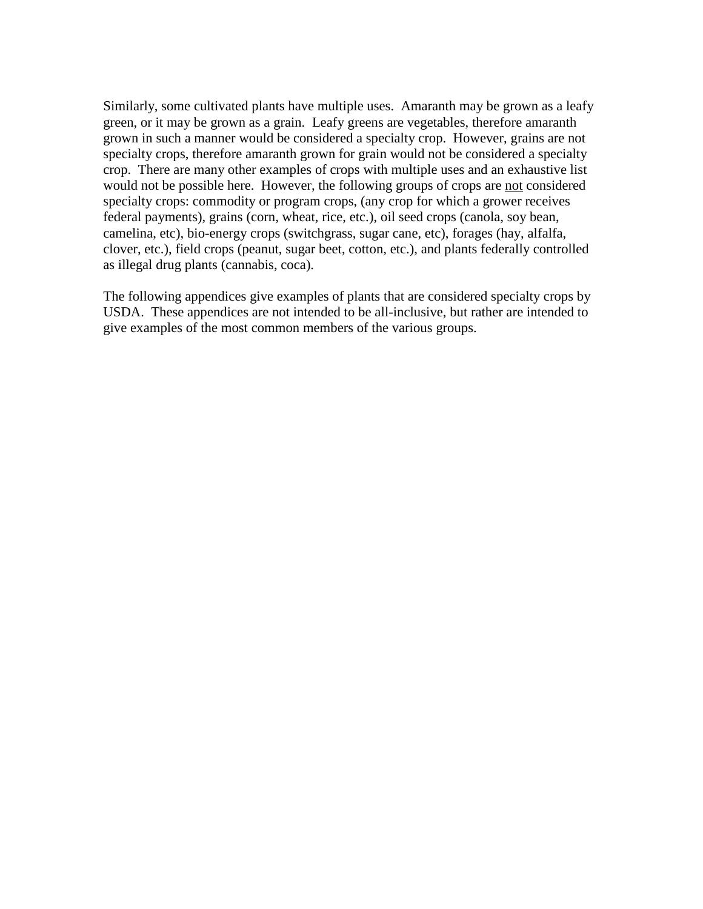Similarly, some cultivated plants have multiple uses. Amaranth may be grown as a leafy green, or it may be grown as a grain. Leafy greens are vegetables, therefore amaranth grown in such a manner would be considered a specialty crop. However, grains are not specialty crops, therefore amaranth grown for grain would not be considered a specialty crop. There are many other examples of crops with multiple uses and an exhaustive list would not be possible here. However, the following groups of crops are <u>not</u> considered specialty crops: commodity or program crops, (any crop for which a grower receives federal payments), grains (corn, wheat, rice, etc.), oil seed crops (canola, soy bean, camelina, etc), bio-energy crops (switchgrass, sugar cane, etc), forages (hay, alfalfa, clover, etc.), field crops (peanut, sugar beet, cotton, etc.), and plants federally controlled as illegal drug plants (cannabis, coca).

The following appendices give examples of plants that are considered specialty crops by USDA. These appendices are not intended to be all-inclusive, but rather are intended to give examples of the most common members of the various groups.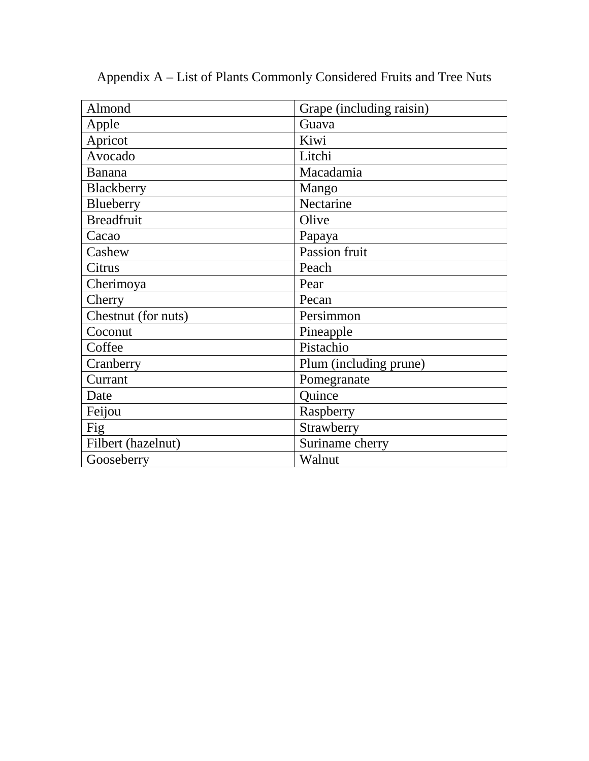Appendix A – List of Plants Commonly Considered Fruits and Tree Nuts

| | |
|---|---|
| Almond | Grape (including raisin) |
| Apple | Guava |
| Apricot | Kiwi |
| Avocado | Litchi |
| Banana | Macadamia |
| Blackberry | Mango |
| Blueberry | Nectarine |
| Breadfruit | Olive |
| Cacao | Papaya |
| Cashew | Passion fruit |
| Citrus | Peach |
| Cherimoya | Pear |
| Cherry | Pecan |
| Chestnut (for nuts) | Persimmon |
| Coconut | Pineapple |
| Coffee | Pistachio |
| Cranberry | Plum (including prune) |
| Currant | Pomegranate |
| Date | Quince |
| Feijou | Raspberry |
| Fig | Strawberry |
| Filbert (hazelnut) | Suriname cherry |
| Gooseberry | Walnut |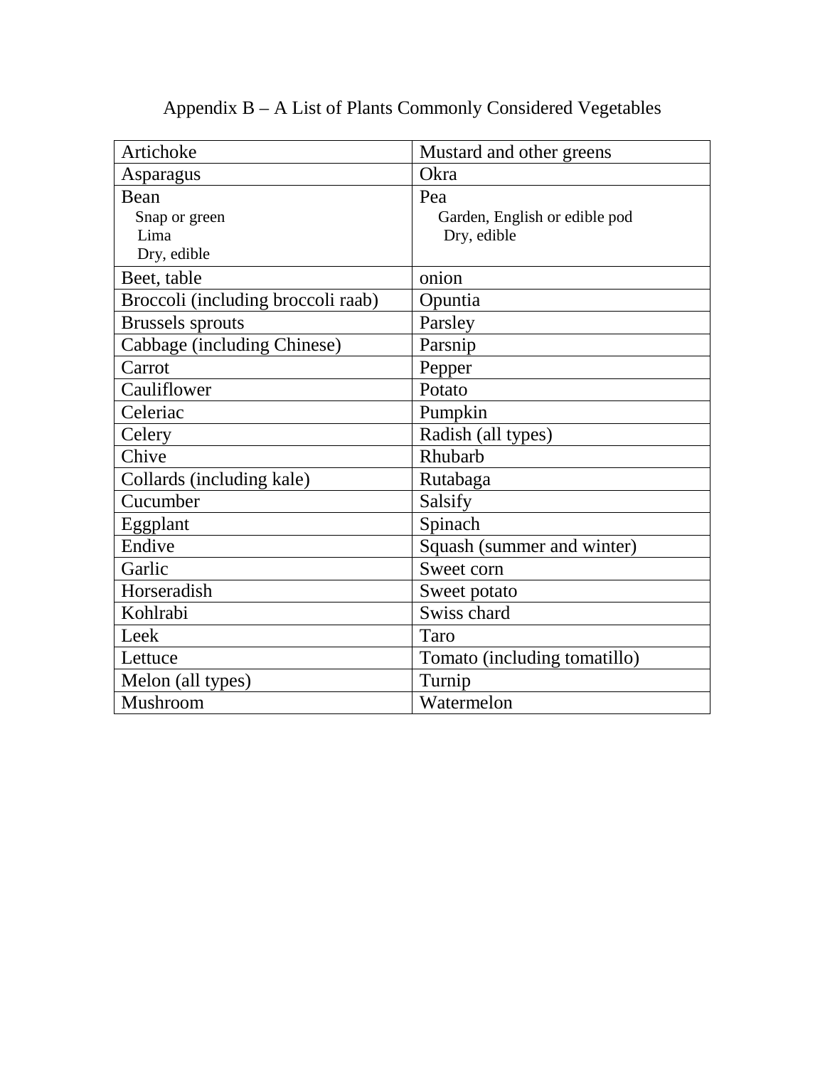# Appendix B – A List of Plants Commonly Considered Vegetables

| | |
|---|---|
| Artichoke | Mustard and other greens |
| Asparagus | Okra |
| Bean<br>Snap or green<br>Lima<br>Dry, edible | Pea<br>Garden, English or edible pod<br>Dry, edible |
| Beet, table | onion |
| Broccoli (including broccoli raab) | Opuntia |
| Brussels sprouts | Parsley |
| Cabbage (including Chinese) | Parsnip |
| Carrot | Pepper |
| Cauliflower | Potato |
| Celeriac | Pumpkin |
| Celery | Radish (all types) |
| Chive | Rhubarb |
| Collards (including kale) | Rutabaga |
| Cucumber | Salsify |
| Eggplant | Spinach |
| Endive | Squash (summer and winter) |
| Garlic | Sweet corn |
| Horseradish | Sweet potato |
| Kohlrabi | Swiss chard |
| Leek | Taro |
| Lettuce | Tomato (including tomatillo) |
| Melon (all types) | Turnip |
| Mushroom | Watermelon |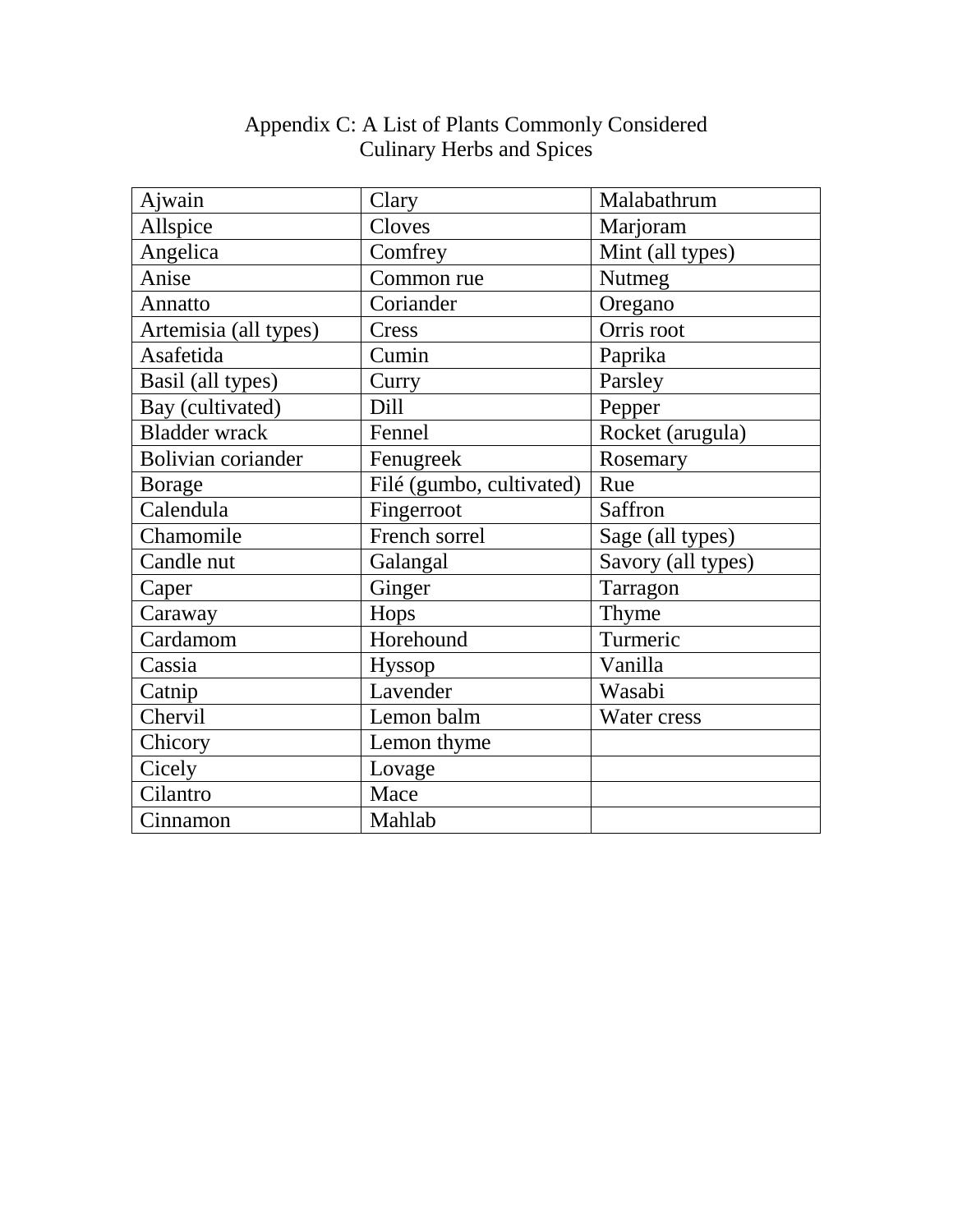# Appendix C: A List of Plants Commonly Considered Culinary Herbs and Spices

| | | |
|---|---|---|
| Ajwain | Clary | Malabathrum |
| Allspice | Cloves | Marjoram |
| Angelica | Comfrey | Mint (all types) |
| Anise | Common rue | Nutmeg |
| Annatto | Coriander | Oregano |
| Artemisia (all types) | Cress | Orris root |
| Asafetida | Cumin | Paprika |
| Basil (all types) | Curry | Parsley |
| Bay (cultivated) | Dill | Pepper |
| Bladder wrack | Fennel | Rocket (arugula) |
| Bolivian coriander | Fenugreek | Rosemary |
| Borage | Filé (gumbo, cultivated) | Rue |
| Calendula | Fingerroot | Saffron |
| Chamomile | French sorrel | Sage (all types) |
| Candle nut | Galangal | Savory (all types) |
| Caper | Ginger | Tarragon |
| Caraway | Hops | Thyme |
| Cardamom | Horehound | Turmeric |
| Cassia | Hyssop | Vanilla |
| Catnip | Lavender | Wasabi |
| Chervil | Lemon balm | Water cress |
| Chicory | Lemon thyme | |
| Cicely | Lovage | |
| Cilantro | Mace | |
| Cinnamon | Mahlab | |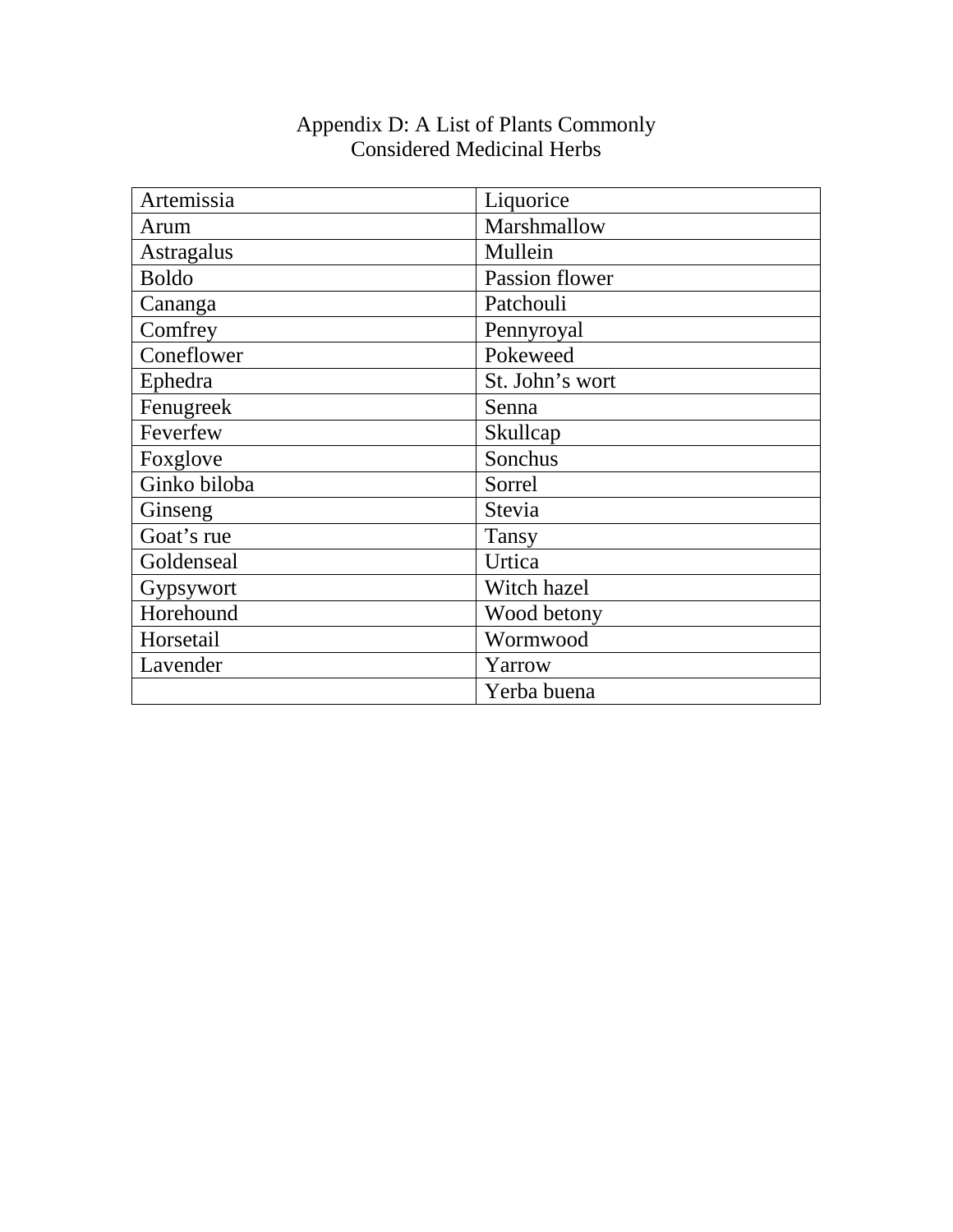# Appendix D: A List of Plants Commonly Considered Medicinal Herbs

| | |
|---|---|
| Artemissia | Liquorice |
| Arum | Marshmallow |
| Astragalus | Mullein |
| Boldo | Passion flower |
| Cananga | Patchouli |
| Comfrey | Pennyroyal |
| Coneflower | Pokeweed |
| Ephedra | St. John's wort |
| Fenugreek | Senna |
| Feverfew | Skullcap |
| Foxglove | Sonchus |
| Ginko biloba | Sorrel |
| Ginseng | Stevia |
| Goat's rue | Tansy |
| Goldenseal | Urtica |
| Gypsywort | Witch hazel |
| Horehound | Wood betony |
| Horsetail | Wormwood |
| Lavender | Yarrow |
| | Yerba buena |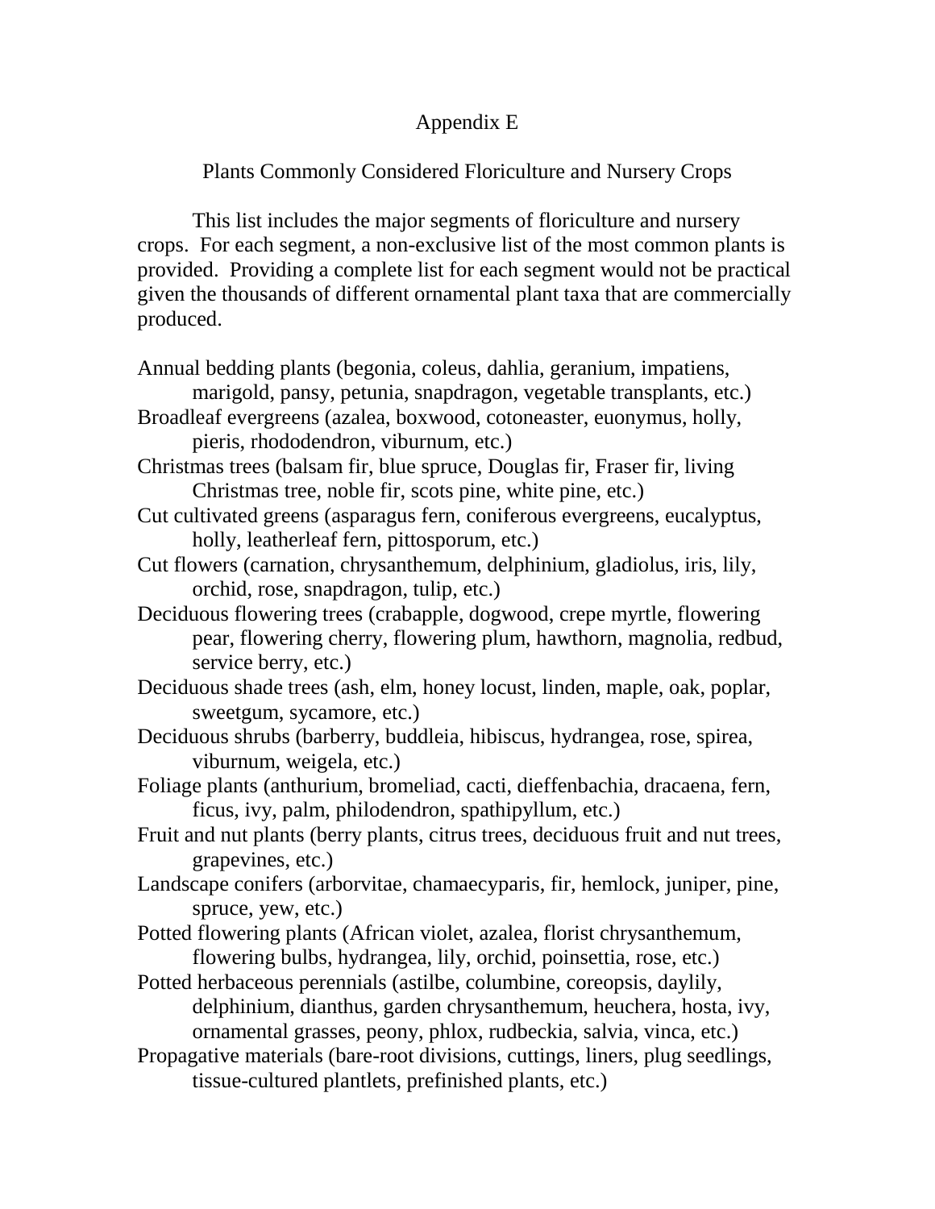# Appendix E

## Plants Commonly Considered Floriculture and Nursery Crops

This list includes the major segments of floriculture and nursery crops. For each segment, a non-exclusive list of the most common plants is provided. Providing a complete list for each segment would not be practical given the thousands of different ornamental plant taxa that are commercially produced.

Annual bedding plants (begonia, coleus, dahlia, geranium, impatiens, marigold, pansy, petunia, snapdragon, vegetable transplants, etc.)
Broadleaf evergreens (azalea, boxwood, cotoneaster, euonymus, holly, pieris, rhododendron, viburnum, etc.)
Christmas trees (balsam fir, blue spruce, Douglas fir, Fraser fir, living Christmas tree, noble fir, scots pine, white pine, etc.)
Cut cultivated greens (asparagus fern, coniferous evergreens, eucalyptus, holly, leatherleaf fern, pittosporum, etc.)
Cut flowers (carnation, chrysanthemum, delphinium, gladiolus, iris, lily, orchid, rose, snapdragon, tulip, etc.)
Deciduous flowering trees (crabapple, dogwood, crepe myrtle, flowering pear, flowering cherry, flowering plum, hawthorn, magnolia, redbud, service berry, etc.)
Deciduous shade trees (ash, elm, honey locust, linden, maple, oak, poplar, sweetgum, sycamore, etc.)
Deciduous shrubs (barberry, buddleia, hibiscus, hydrangea, rose, spirea, viburnum, weigela, etc.)
Foliage plants (anthurium, bromeliad, cacti, dieffenbachia, dracaena, fern, ficus, ivy, palm, philodendron, spathipyllum, etc.)
Fruit and nut plants (berry plants, citrus trees, deciduous fruit and nut trees, grapevines, etc.)
Landscape conifers (arborvitae, chamaecyparis, fir, hemlock, juniper, pine, spruce, yew, etc.)
Potted flowering plants (African violet, azalea, florist chrysanthemum, flowering bulbs, hydrangea, lily, orchid, poinsettia, rose, etc.)
Potted herbaceous perennials (astilbe, columbine, coreopsis, daylily, delphinium, dianthus, garden chrysanthemum, heuchera, hosta, ivy, ornamental grasses, peony, phlox, rudbeckia, salvia, vinca, etc.)
Propagative materials (bare-root divisions, cuttings, liners, plug seedlings, tissue-cultured plantlets, prefinished plants, etc.)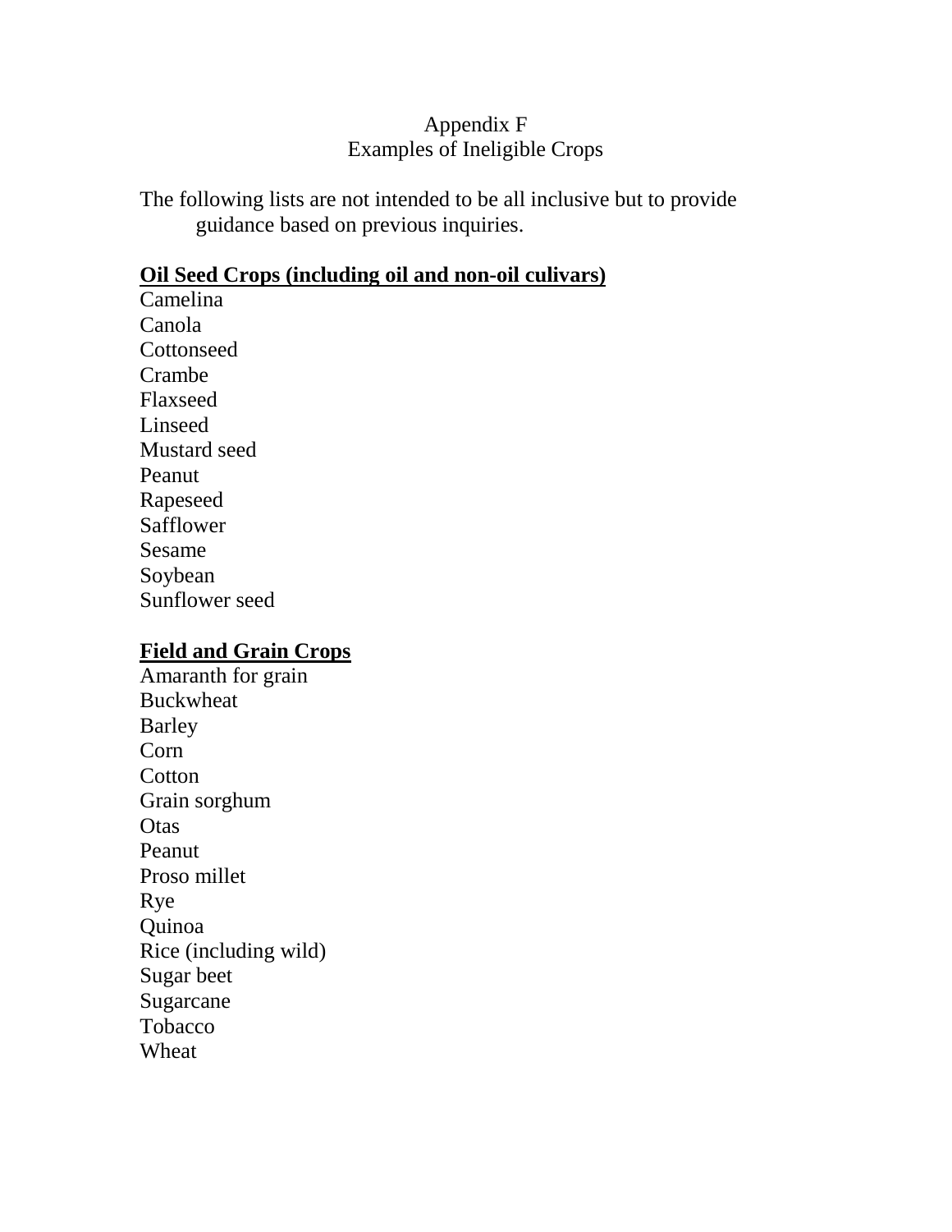Appendix F
Examples of Ineligible Crops

The following lists are not intended to be all inclusive but to provide guidance based on previous inquiries.

**Oil Seed Crops (including oil and non-oil culivars)**

Camelina
Canola
Cottonseed
Crambe
Flaxseed
Linseed
Mustard seed
Peanut
Rapeseed
Safflower
Sesame
Soybean
Sunflower seed

**Field and Grain Crops**

Amaranth for grain
Buckwheat
Barley
Corn
Cotton
Grain sorghum
Otas
Peanut
Proso millet
Rye
Quinoa
Rice (including wild)
Sugar beet
Sugarcane
Tobacco
Wheat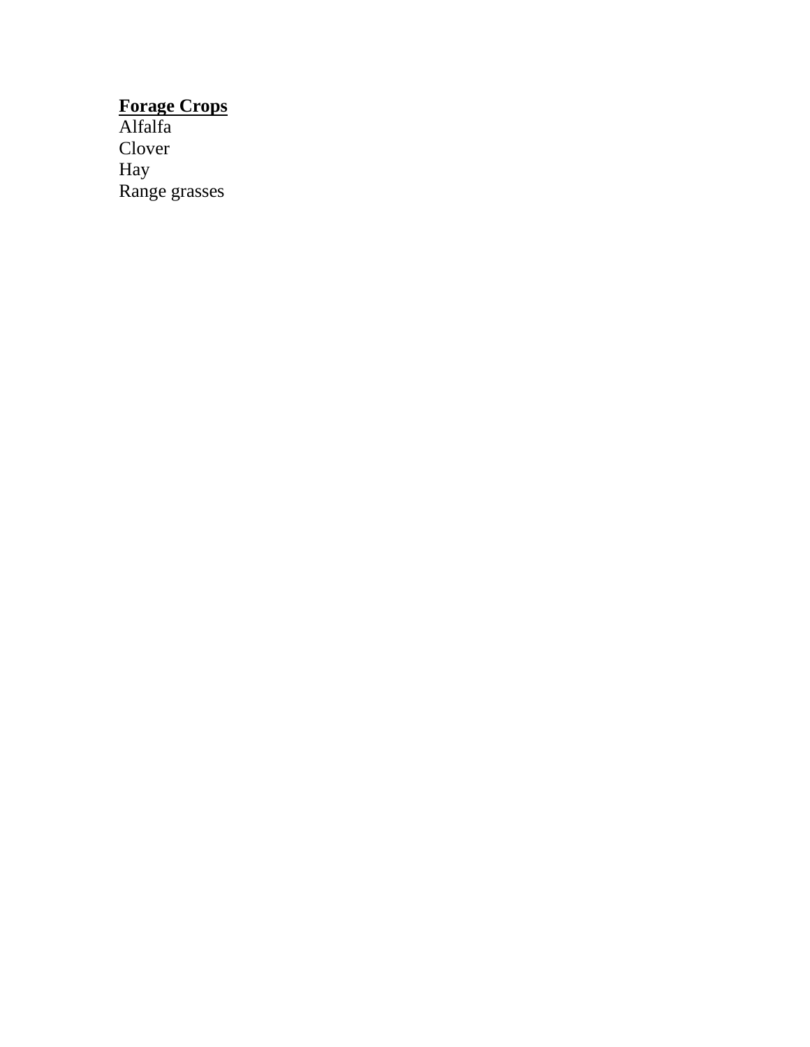**Forage Crops**
Alfalfa
Clover
Hay
Range grasses